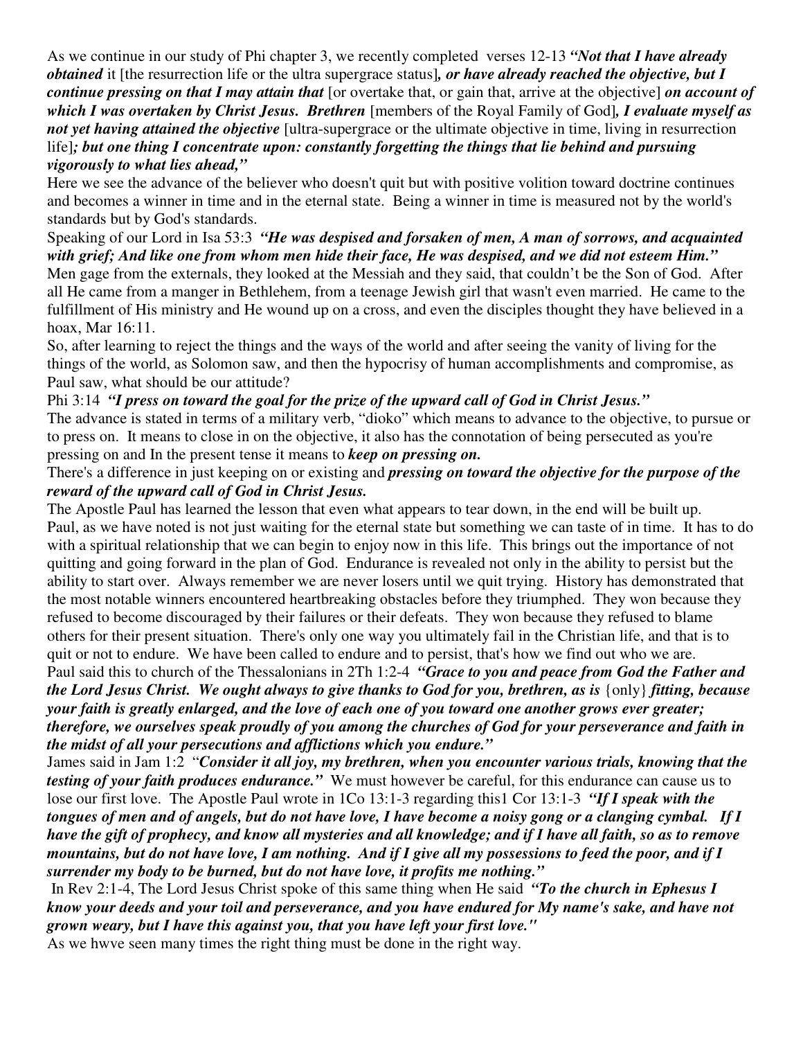As we continue in our study of Phi chapter 3, we recently completed verses 12-13 ***"Not that I have already obtained*** it [the resurrection life or the ultra supergrace status]***, or have already reached the objective, but I continue pressing on that I may attain that*** [or overtake that, or gain that, arrive at the objective] ***on account of which I was overtaken by Christ Jesus. Brethren*** [members of the Royal Family of God]***, I evaluate myself as not yet having attained the objective*** [ultra-supergrace or the ultimate objective in time, living in resurrection life]***; but one thing I concentrate upon: constantly forgetting the things that lie behind and pursuing vigorously to what lies ahead,"***

Here we see the advance of the believer who doesn't quit but with positive volition toward doctrine continues and becomes a winner in time and in the eternal state. Being a winner in time is measured not by the world's standards but by God's standards.

Speaking of our Lord in Isa 53:3 ***"He was despised and forsaken of men, A man of sorrows, and acquainted with grief; And like one from whom men hide their face, He was despised, and we did not esteem Him."***

Men gage from the externals, they looked at the Messiah and they said, that couldn't be the Son of God. After all He came from a manger in Bethlehem, from a teenage Jewish girl that wasn't even married. He came to the fulfillment of His ministry and He wound up on a cross, and even the disciples thought they have believed in a hoax, Mar 16:11.

So, after learning to reject the things and the ways of the world and after seeing the vanity of living for the things of the world, as Solomon saw, and then the hypocrisy of human accomplishments and compromise, as Paul saw, what should be our attitude?

Phi 3:14 ***"I press on toward the goal for the prize of the upward call of God in Christ Jesus."***

The advance is stated in terms of a military verb, "dioko" which means to advance to the objective, to pursue or to press on. It means to close in on the objective, it also has the connotation of being persecuted as you're pressing on and In the present tense it means to ***keep on pressing on.***

There's a difference in just keeping on or existing and ***pressing on toward the objective for the purpose of the reward of the upward call of God in Christ Jesus.***

The Apostle Paul has learned the lesson that even what appears to tear down, in the end will be built up.

Paul, as we have noted is not just waiting for the eternal state but something we can taste of in time. It has to do with a spiritual relationship that we can begin to enjoy now in this life. This brings out the importance of not quitting and going forward in the plan of God. Endurance is revealed not only in the ability to persist but the ability to start over. Always remember we are never losers until we quit trying. History has demonstrated that the most notable winners encountered heartbreaking obstacles before they triumphed. They won because they refused to become discouraged by their failures or their defeats. They won because they refused to blame others for their present situation. There's only one way you ultimately fail in the Christian life, and that is to quit or not to endure. We have been called to endure and to persist, that's how we find out who we are.

Paul said this to church of the Thessalonians in 2Th 1:2-4 ***"Grace to you and peace from God the Father and the Lord Jesus Christ. We ought always to give thanks to God for you, brethren, as is*** {only} ***fitting, because your faith is greatly enlarged, and the love of each one of you toward one another grows ever greater; therefore, we ourselves speak proudly of you among the churches of God for your perseverance and faith in the midst of all your persecutions and afflictions which you endure."***

James said in Jam 1:2 "***Consider it all joy, my brethren, when you encounter various trials, knowing that the testing of your faith produces endurance."*** We must however be careful, for this endurance can cause us to lose our first love. The Apostle Paul wrote in 1Co 13:1-3 regarding this1 Cor 13:1-3 ***"If I speak with the tongues of men and of angels, but do not have love, I have become a noisy gong or a clanging cymbal. If I have the gift of prophecy, and know all mysteries and all knowledge; and if I have all faith, so as to remove mountains, but do not have love, I am nothing. And if I give all my possessions to feed the poor, and if I surrender my body to be burned, but do not have love, it profits me nothing."***

In Rev 2:1-4, The Lord Jesus Christ spoke of this same thing when He said ***"To the church in Ephesus I know your deeds and your toil and perseverance, and you have endured for My name's sake, and have not grown weary, but I have this against you, that you have left your first love."***

As we hwve seen many times the right thing must be done in the right way.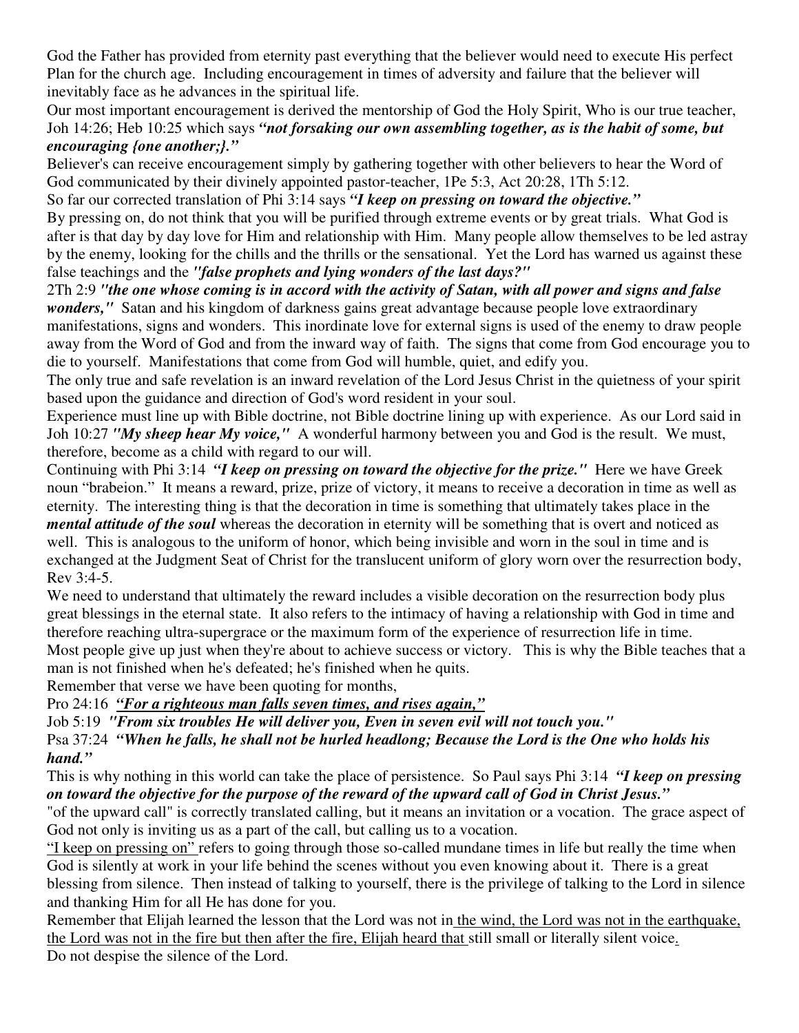God the Father has provided from eternity past everything that the believer would need to execute His perfect Plan for the church age. Including encouragement in times of adversity and failure that the believer will inevitably face as he advances in the spiritual life.

Our most important encouragement is derived the mentorship of God the Holy Spirit, Who is our true teacher, Joh 14:26; Heb 10:25 which says ***"not forsaking our own assembling together, as is the habit of some, but encouraging {one another;}."***

Believer's can receive encouragement simply by gathering together with other believers to hear the Word of God communicated by their divinely appointed pastor-teacher, 1Pe 5:3, Act 20:28, 1Th 5:12.

So far our corrected translation of Phi 3:14 says ***"I keep on pressing on toward the objective."***

By pressing on, do not think that you will be purified through extreme events or by great trials. What God is after is that day by day love for Him and relationship with Him. Many people allow themselves to be led astray by the enemy, looking for the chills and the thrills or the sensational. Yet the Lord has warned us against these false teachings and the ***"false prophets and lying wonders of the last days?"***

2Th 2:9 ***"the one whose coming is in accord with the activity of Satan, with all power and signs and false wonders,"*** Satan and his kingdom of darkness gains great advantage because people love extraordinary manifestations, signs and wonders. This inordinate love for external signs is used of the enemy to draw people away from the Word of God and from the inward way of faith. The signs that come from God encourage you to die to yourself. Manifestations that come from God will humble, quiet, and edify you.

The only true and safe revelation is an inward revelation of the Lord Jesus Christ in the quietness of your spirit based upon the guidance and direction of God's word resident in your soul.

Experience must line up with Bible doctrine, not Bible doctrine lining up with experience. As our Lord said in Joh 10:27 ***"My sheep hear My voice,"*** A wonderful harmony between you and God is the result. We must, therefore, become as a child with regard to our will.

Continuing with Phi 3:14 ***"I keep on pressing on toward the objective for the prize."*** Here we have Greek noun "brabeion." It means a reward, prize, prize of victory, it means to receive a decoration in time as well as eternity. The interesting thing is that the decoration in time is something that ultimately takes place in the ***mental attitude of the soul*** whereas the decoration in eternity will be something that is overt and noticed as well. This is analogous to the uniform of honor, which being invisible and worn in the soul in time and is exchanged at the Judgment Seat of Christ for the translucent uniform of glory worn over the resurrection body, Rev 3:4-5.

We need to understand that ultimately the reward includes a visible decoration on the resurrection body plus great blessings in the eternal state. It also refers to the intimacy of having a relationship with God in time and therefore reaching ultra-supergrace or the maximum form of the experience of resurrection life in time.

Most people give up just when they're about to achieve success or victory. This is why the Bible teaches that a man is not finished when he's defeated; he's finished when he quits.

Remember that verse we have been quoting for months,

Pro 24:16 <u>***"For a righteous man falls seven times, and rises again,"***</u>

Job 5:19 ***"From six troubles He will deliver you, Even in seven evil will not touch you."***

Psa 37:24 ***"When he falls, he shall not be hurled headlong; Because the Lord is the One who holds his hand."***

This is why nothing in this world can take the place of persistence. So Paul says Phi 3:14 ***"I keep on pressing on toward the objective for the purpose of the reward of the upward call of God in Christ Jesus."***

"of the upward call" is correctly translated calling, but it means an invitation or a vocation. The grace aspect of God not only is inviting us as a part of the call, but calling us to a vocation.

<u>"I keep on pressing on"</u> refers to going through those so-called mundane times in life but really the time when God is silently at work in your life behind the scenes without you even knowing about it. There is a great blessing from silence. Then instead of talking to yourself, there is the privilege of talking to the Lord in silence and thanking Him for all He has done for you.

Remember that Elijah learned the lesson that the Lord was not in <u>the wind, the Lord was not in the earthquake, the Lord was not in the fire but then after the fire, Elijah heard that</u> still small or literally silent voice.

Do not despise the silence of the Lord.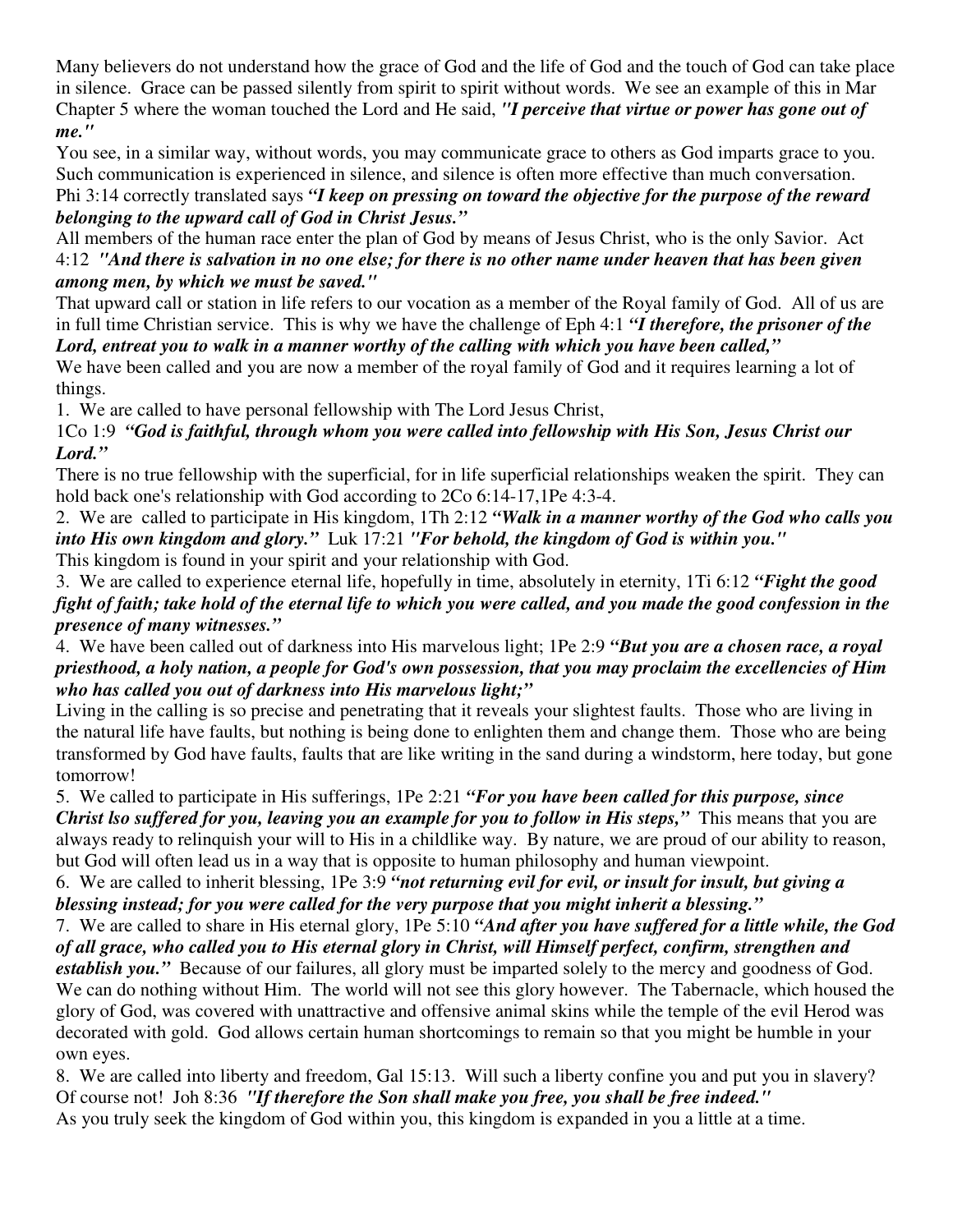Many believers do not understand how the grace of God and the life of God and the touch of God can take place in silence. Grace can be passed silently from spirit to spirit without words. We see an example of this in Mar Chapter 5 where the woman touched the Lord and He said, ***"I perceive that virtue or power has gone out of me."***

You see, in a similar way, without words, you may communicate grace to others as God imparts grace to you. Such communication is experienced in silence, and silence is often more effective than much conversation. Phi 3:14 correctly translated says ***"I keep on pressing on toward the objective for the purpose of the reward belonging to the upward call of God in Christ Jesus."***

All members of the human race enter the plan of God by means of Jesus Christ, who is the only Savior. Act 4:12 ***"And there is salvation in no one else; for there is no other name under heaven that has been given among men, by which we must be saved."***

That upward call or station in life refers to our vocation as a member of the Royal family of God. All of us are in full time Christian service. This is why we have the challenge of Eph 4:1 ***"I therefore, the prisoner of the Lord, entreat you to walk in a manner worthy of the calling with which you have been called,"***

We have been called and you are now a member of the royal family of God and it requires learning a lot of things.

1. We are called to have personal fellowship with The Lord Jesus Christ,

1Co 1:9 ***"God is faithful, through whom you were called into fellowship with His Son, Jesus Christ our Lord."***

There is no true fellowship with the superficial, for in life superficial relationships weaken the spirit. They can hold back one's relationship with God according to 2Co 6:14-17,1Pe 4:3-4.

2. We are called to participate in His kingdom, 1Th 2:12 ***"Walk in a manner worthy of the God who calls you into His own kingdom and glory."*** Luk 17:21 ***"For behold, the kingdom of God is within you."***

This kingdom is found in your spirit and your relationship with God.

3. We are called to experience eternal life, hopefully in time, absolutely in eternity, 1Ti 6:12 ***"Fight the good fight of faith; take hold of the eternal life to which you were called, and you made the good confession in the presence of many witnesses."***

4. We have been called out of darkness into His marvelous light; 1Pe 2:9 ***"But you are a chosen race, a royal priesthood, a holy nation, a people for God's own possession, that you may proclaim the excellencies of Him who has called you out of darkness into His marvelous light;"***

Living in the calling is so precise and penetrating that it reveals your slightest faults. Those who are living in the natural life have faults, but nothing is being done to enlighten them and change them. Those who are being transformed by God have faults, faults that are like writing in the sand during a windstorm, here today, but gone tomorrow!

5. We called to participate in His sufferings, 1Pe 2:21 ***"For you have been called for this purpose, since Christ lso suffered for you, leaving you an example for you to follow in His steps,"*** This means that you are always ready to relinquish your will to His in a childlike way. By nature, we are proud of our ability to reason, but God will often lead us in a way that is opposite to human philosophy and human viewpoint.

6. We are called to inherit blessing, 1Pe 3:9 ***"not returning evil for evil, or insult for insult, but giving a blessing instead; for you were called for the very purpose that you might inherit a blessing."***

7. We are called to share in His eternal glory, 1Pe 5:10 ***"And after you have suffered for a little while, the God of all grace, who called you to His eternal glory in Christ, will Himself perfect, confirm, strengthen and establish you."*** Because of our failures, all glory must be imparted solely to the mercy and goodness of God. We can do nothing without Him. The world will not see this glory however. The Tabernacle, which housed the glory of God, was covered with unattractive and offensive animal skins while the temple of the evil Herod was decorated with gold. God allows certain human shortcomings to remain so that you might be humble in your own eyes.

8. We are called into liberty and freedom, Gal 15:13. Will such a liberty confine you and put you in slavery? Of course not! Joh 8:36 ***"If therefore the Son shall make you free, you shall be free indeed."***

As you truly seek the kingdom of God within you, this kingdom is expanded in you a little at a time.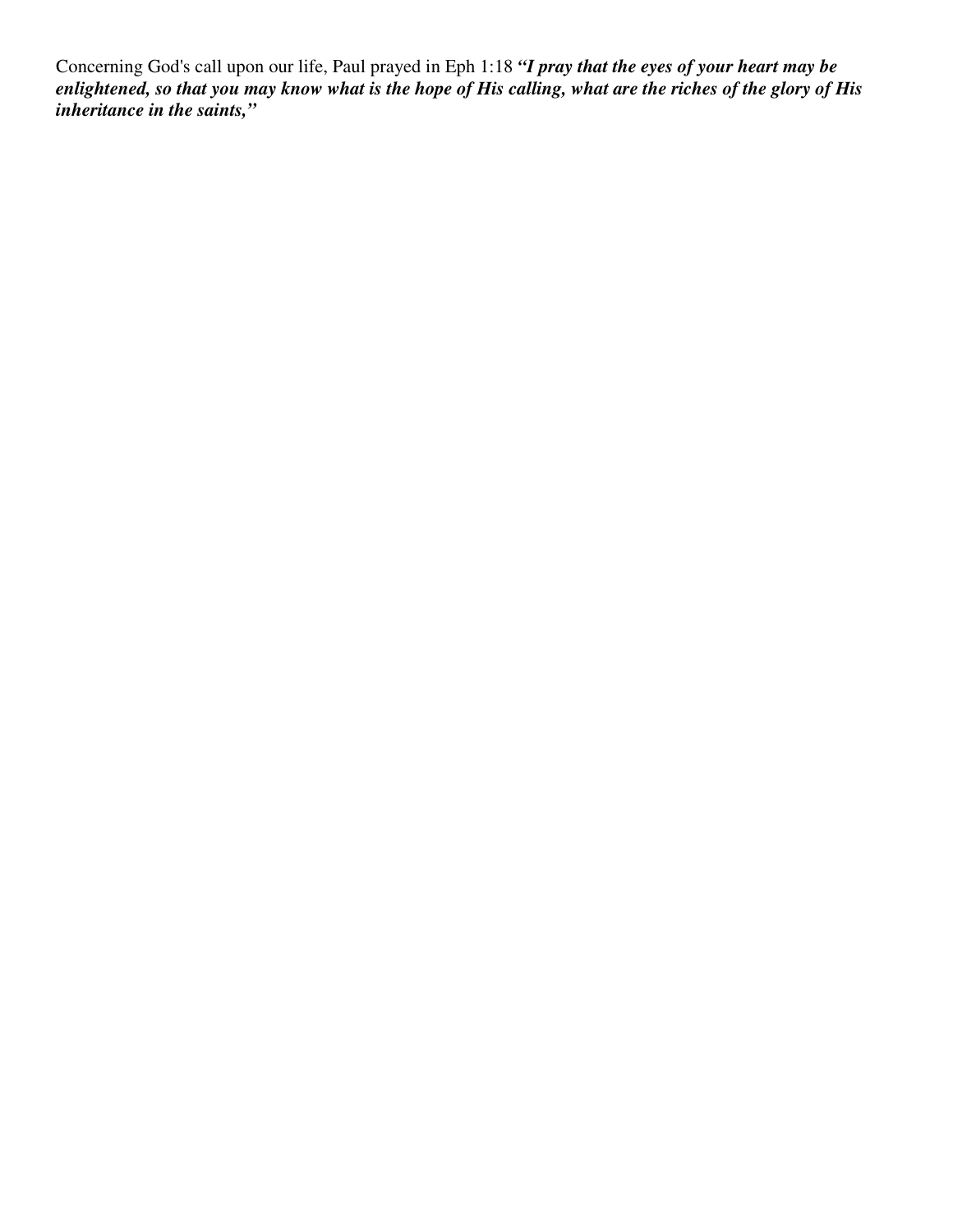Concerning God's call upon our life, Paul prayed in Eph 1:18 ***"I pray that the eyes of your heart may be enlightened, so that you may know what is the hope of His calling, what are the riches of the glory of His inheritance in the saints,"***